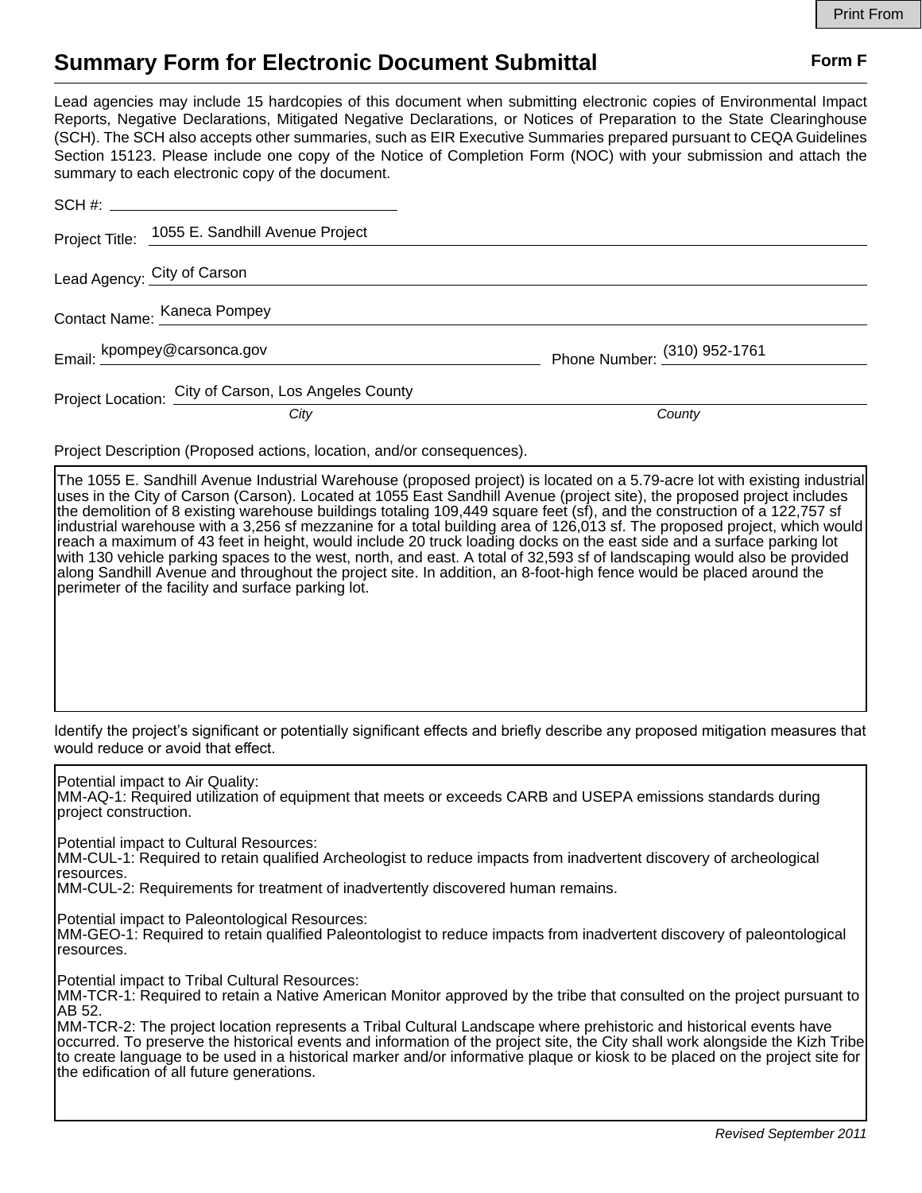Print From

# Summary Form for Electronic Document Submittal

**Form F**

Lead agencies may include 15 hardcopies of this document when submitting electronic copies of Environmental Impact Reports, Negative Declarations, Mitigated Negative Declarations, or Notices of Preparation to the State Clearinghouse (SCH). The SCH also accepts other summaries, such as EIR Executive Summaries prepared pursuant to CEQA Guidelines Section 15123. Please include one copy of the Notice of Completion Form (NOC) with your submission and attach the summary to each electronic copy of the document.

SCH #: 

Project Title: 1055 E. Sandhill Avenue Project

Lead Agency: City of Carson

Contact Name: Kaneca Pompey

Email: kpompey@carsonca.gov

Phone Number: (310) 952-1761

Project Location: City of Carson, Los Angeles County

*City* *County*

Project Description (Proposed actions, location, and/or consequences).

The 1055 E. Sandhill Avenue Industrial Warehouse (proposed project) is located on a 5.79-acre lot with existing industrial uses in the City of Carson (Carson). Located at 1055 East Sandhill Avenue (project site), the proposed project includes the demolition of 8 existing warehouse buildings totaling 109,449 square feet (sf), and the construction of a 122,757 sf industrial warehouse with a 3,256 sf mezzanine for a total building area of 126,013 sf. The proposed project, which would reach a maximum of 43 feet in height, would include 20 truck loading docks on the east side and a surface parking lot with 130 vehicle parking spaces to the west, north, and east. A total of 32,593 sf of landscaping would also be provided along Sandhill Avenue and throughout the project site. In addition, an 8-foot-high fence would be placed around the perimeter of the facility and surface parking lot.

Identify the project's significant or potentially significant effects and briefly describe any proposed mitigation measures that would reduce or avoid that effect.

Potential impact to Air Quality:
MM-AQ-1: Required utilization of equipment that meets or exceeds CARB and USEPA emissions standards during project construction.

Potential impact to Cultural Resources:
MM-CUL-1: Required to retain qualified Archeologist to reduce impacts from inadvertent discovery of archeological resources.
MM-CUL-2: Requirements for treatment of inadvertently discovered human remains.

Potential impact to Paleontological Resources:
MM-GEO-1: Required to retain qualified Paleontologist to reduce impacts from inadvertent discovery of paleontological resources.

Potential impact to Tribal Cultural Resources:
MM-TCR-1: Required to retain a Native American Monitor approved by the tribe that consulted on the project pursuant to AB 52.
MM-TCR-2: The project location represents a Tribal Cultural Landscape where prehistoric and historical events have occurred. To preserve the historical events and information of the project site, the City shall work alongside the Kizh Tribe to create language to be used in a historical marker and/or informative plaque or kiosk to be placed on the project site for the edification of all future generations.

*Revised September 2011*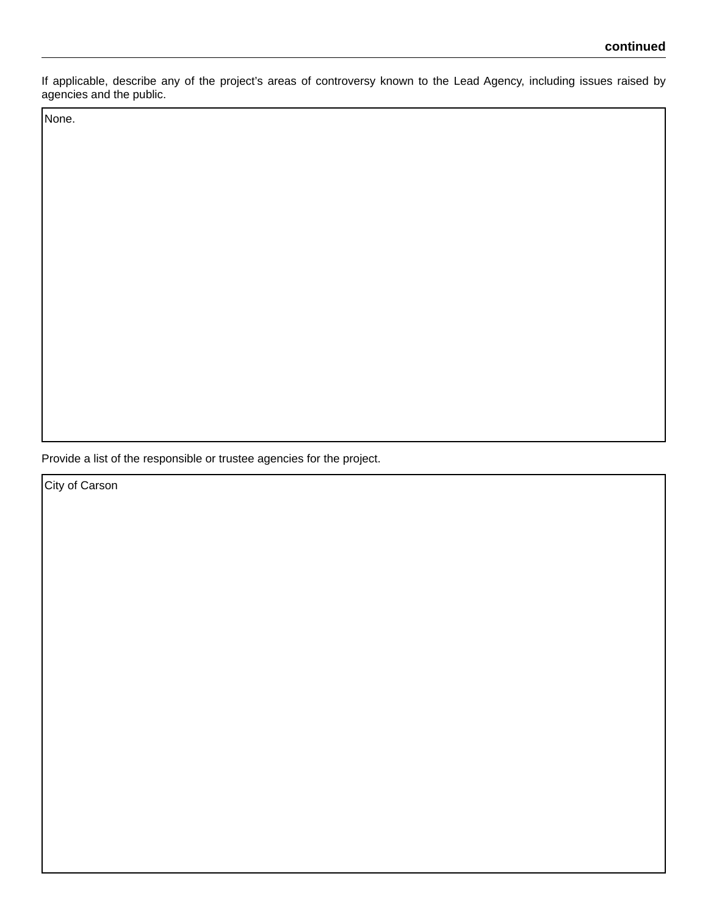**continued**

If applicable, describe any of the project's areas of controversy known to the Lead Agency, including issues raised by agencies and the public.

None.

Provide a list of the responsible or trustee agencies for the project.

City of Carson